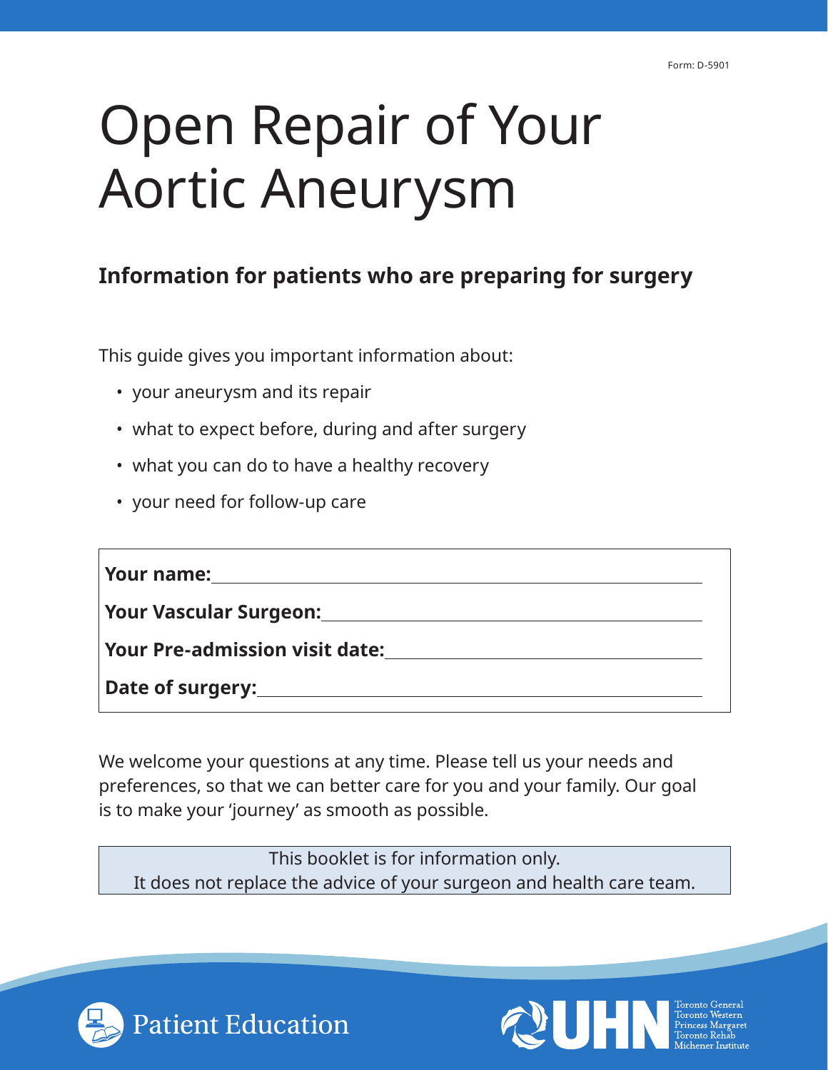Form: D-5901

# Open Repair of Your Aortic Aneurysm

## Information for patients who are preparing for surgery

This guide gives you important information about:

- your aneurysm and its repair
- what to expect before, during and after surgery
- what you can do to have a healthy recovery
- your need for follow-up care

**Your name:** \_\_\_\_\_\_\_\_\_\_\_\_\_\_\_\_\_\_\_\_\_\_\_\_\_\_\_\_\_\_\_\_\_\_\_\_\_\_\_\_

**Your Vascular Surgeon:** \_\_\_\_\_\_\_\_\_\_\_\_\_\_\_\_\_\_\_\_\_\_\_\_\_\_\_\_\_\_\_\_\_\_\_\_

**Your Pre-admission visit date:** \_\_\_\_\_\_\_\_\_\_\_\_\_\_\_\_\_\_\_\_\_\_\_\_\_\_\_\_\_\_

**Date of surgery:** \_\_\_\_\_\_\_\_\_\_\_\_\_\_\_\_\_\_\_\_\_\_\_\_\_\_\_\_\_\_\_\_\_\_\_\_\_\_\_\_

We welcome your questions at any time. Please tell us your needs and preferences, so that we can better care for you and your family. Our goal is to make your 'journey' as smooth as possible.

This booklet is for information only.
It does not replace the advice of your surgeon and health care team.

Patient Education

UHN — Toronto General, Toronto Western, Princess Margaret, Toronto Rehab, Michener Institute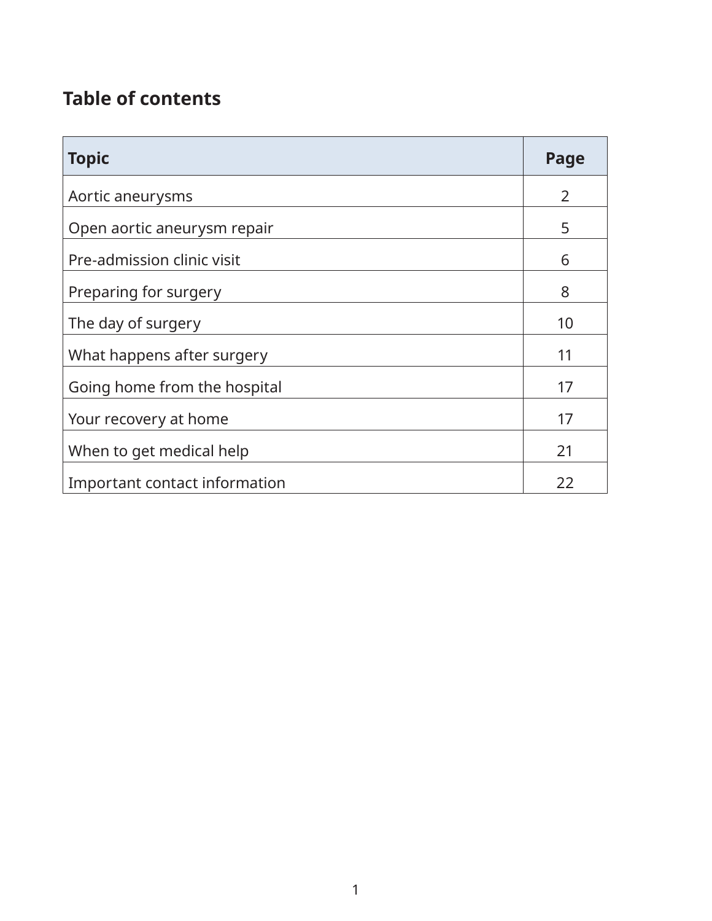## Table of contents

| Topic | Page |
| --- | --- |
| Aortic aneurysms | 2 |
| Open aortic aneurysm repair | 5 |
| Pre-admission clinic visit | 6 |
| Preparing for surgery | 8 |
| The day of surgery | 10 |
| What happens after surgery | 11 |
| Going home from the hospital | 17 |
| Your recovery at home | 17 |
| When to get medical help | 21 |
| Important contact information | 22 |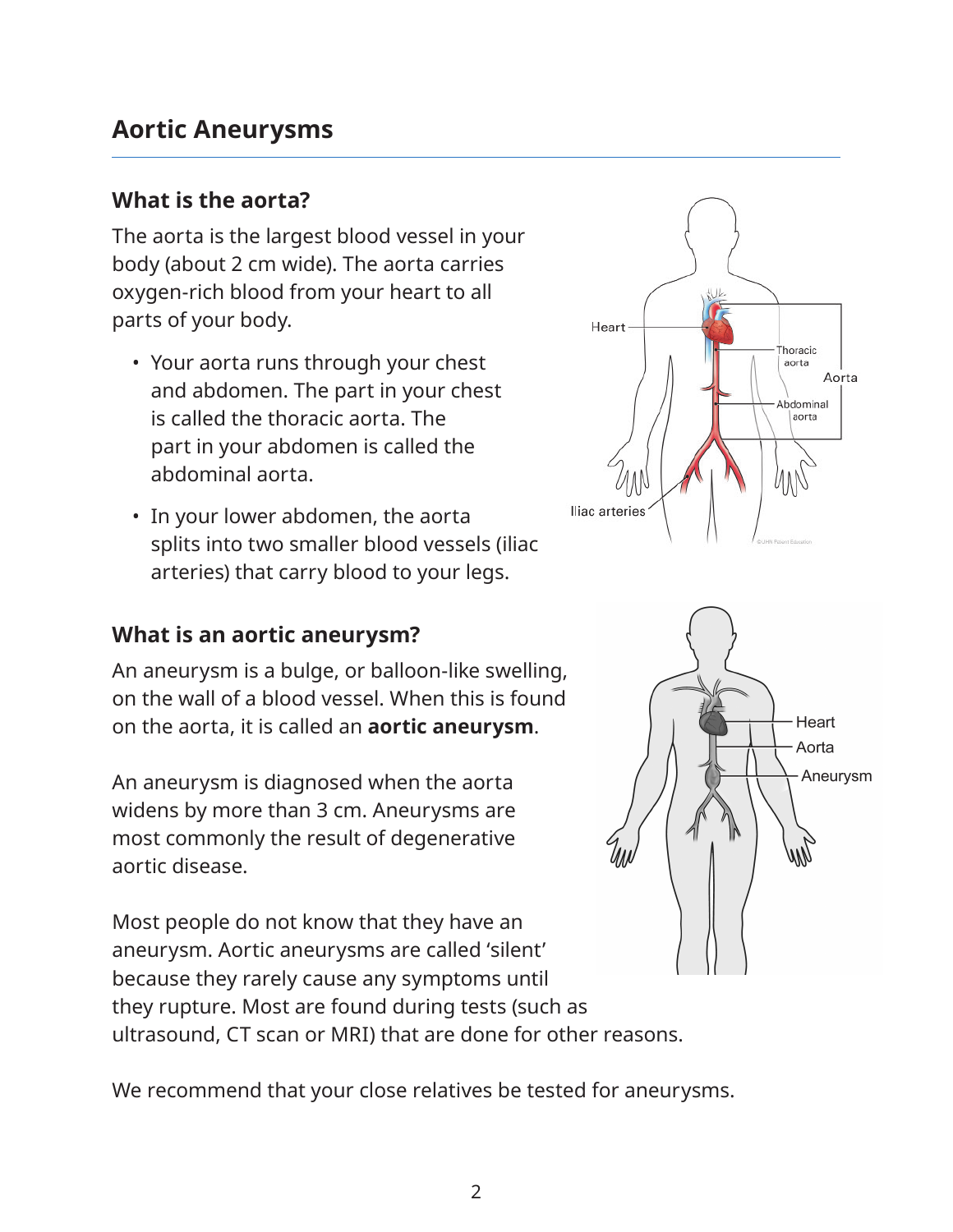# Aortic Aneurysms

## What is the aorta?

The aorta is the largest blood vessel in your body (about 2 cm wide). The aorta carries oxygen-rich blood from your heart to all parts of your body.

- Your aorta runs through your chest and abdomen. The part in your chest is called the thoracic aorta. The part in your abdomen is called the abdominal aorta.
- In your lower abdomen, the aorta splits into two smaller blood vessels (iliac arteries) that carry blood to your legs.

## What is an aortic aneurysm?

An aneurysm is a bulge, or balloon-like swelling, on the wall of a blood vessel. When this is found on the aorta, it is called an **aortic aneurysm**.

An aneurysm is diagnosed when the aorta widens by more than 3 cm. Aneurysms are most commonly the result of degenerative aortic disease.

Most people do not know that they have an aneurysm. Aortic aneurysms are called 'silent' because they rarely cause any symptoms until they rupture. Most are found during tests (such as ultrasound, CT scan or MRI) that are done for other reasons.

We recommend that your close relatives be tested for aneurysms.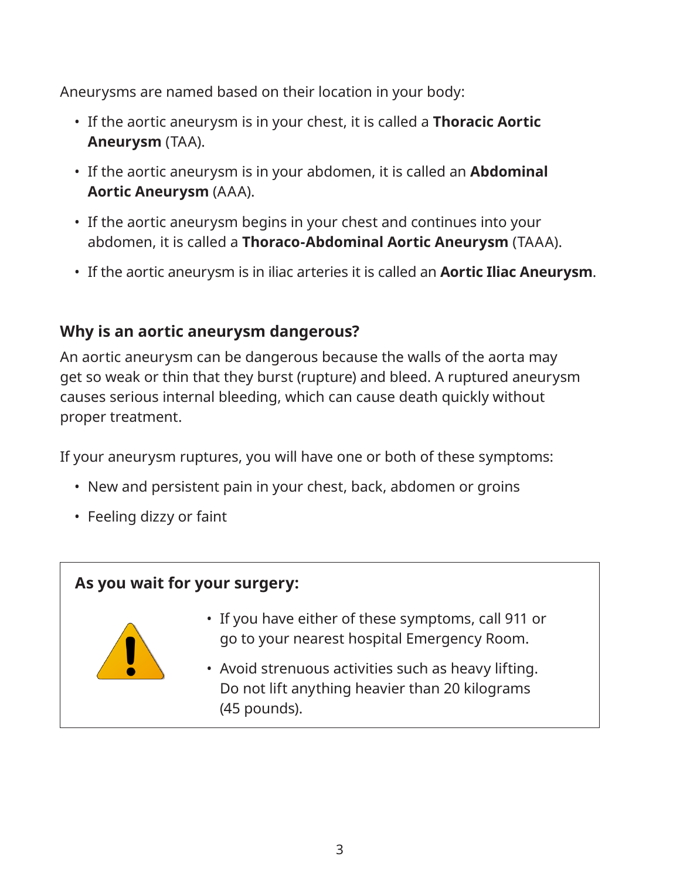Aneurysms are named based on their location in your body:

- If the aortic aneurysm is in your chest, it is called a **Thoracic Aortic Aneurysm** (TAA).
- If the aortic aneurysm is in your abdomen, it is called an **Abdominal Aortic Aneurysm** (AAA).
- If the aortic aneurysm begins in your chest and continues into your abdomen, it is called a **Thoraco-Abdominal Aortic Aneurysm** (TAAA).
- If the aortic aneurysm is in iliac arteries it is called an **Aortic Iliac Aneurysm**.

## Why is an aortic aneurysm dangerous?

An aortic aneurysm can be dangerous because the walls of the aorta may get so weak or thin that they burst (rupture) and bleed. A ruptured aneurysm causes serious internal bleeding, which can cause death quickly without proper treatment.

If your aneurysm ruptures, you will have one or both of these symptoms:

- New and persistent pain in your chest, back, abdomen or groins
- Feeling dizzy or faint

**As you wait for your surgery:**

- If you have either of these symptoms, call 911 or go to your nearest hospital Emergency Room.
- Avoid strenuous activities such as heavy lifting. Do not lift anything heavier than 20 kilograms (45 pounds).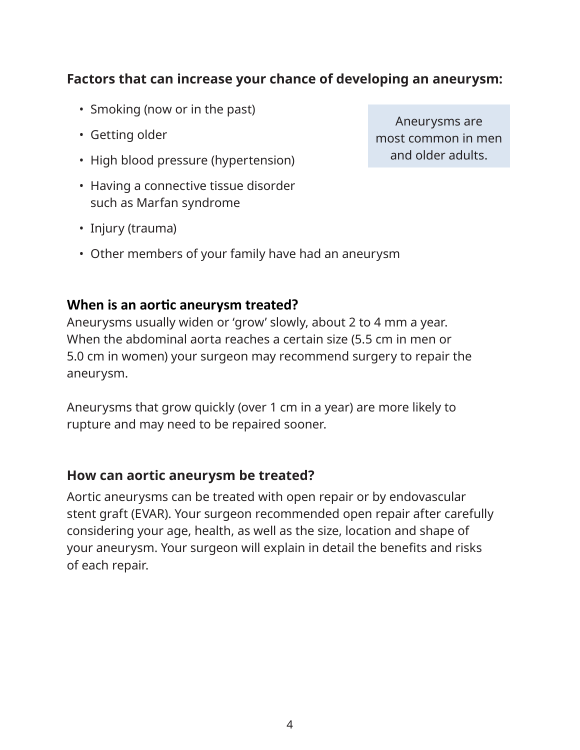**Factors that can increase your chance of developing an aneurysm:**

- Smoking (now or in the past)
- Getting older
- High blood pressure (hypertension)
- Having a connective tissue disorder such as Marfan syndrome
- Injury (trauma)
- Other members of your family have had an aneurysm

Aneurysms are most common in men and older adults.

**When is an aortic aneurysm treated?**

Aneurysms usually widen or 'grow' slowly, about 2 to 4 mm a year. When the abdominal aorta reaches a certain size (5.5 cm in men or 5.0 cm in women) your surgeon may recommend surgery to repair the aneurysm.

Aneurysms that grow quickly (over 1 cm in a year) are more likely to rupture and may need to be repaired sooner.

**How can aortic aneurysm be treated?**

Aortic aneurysms can be treated with open repair or by endovascular stent graft (EVAR). Your surgeon recommended open repair after carefully considering your age, health, as well as the size, location and shape of your aneurysm. Your surgeon will explain in detail the benefits and risks of each repair.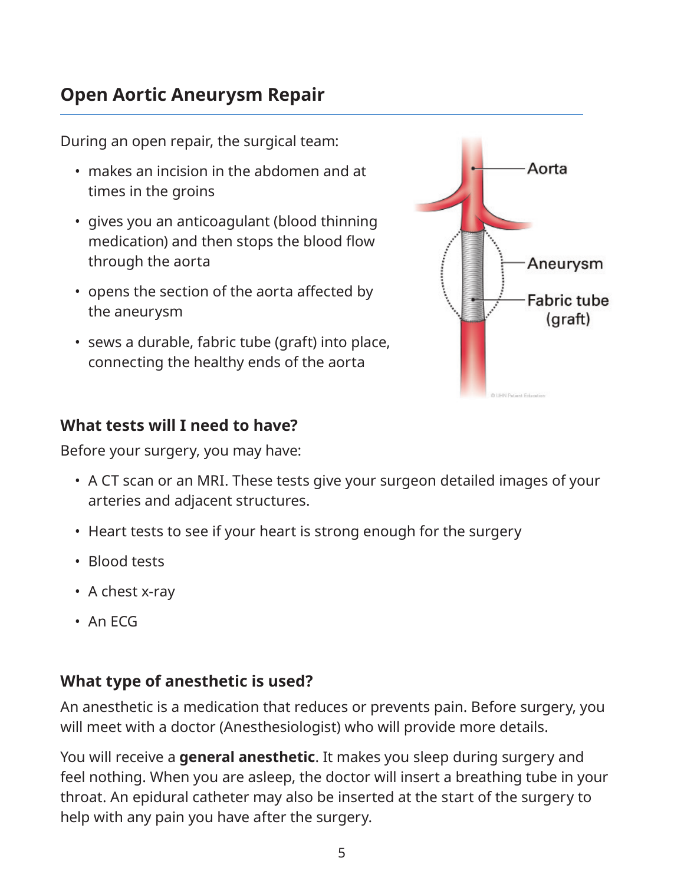## Open Aortic Aneurysm Repair

During an open repair, the surgical team:

- makes an incision in the abdomen and at times in the groins
- gives you an anticoagulant (blood thinning medication) and then stops the blood flow through the aorta
- opens the section of the aorta affected by the aneurysm
- sews a durable, fabric tube (graft) into place, connecting the healthy ends of the aorta

### What tests will I need to have?

Before your surgery, you may have:

- A CT scan or an MRI. These tests give your surgeon detailed images of your arteries and adjacent structures.
- Heart tests to see if your heart is strong enough for the surgery
- Blood tests
- A chest x-ray
- An ECG

### What type of anesthetic is used?

An anesthetic is a medication that reduces or prevents pain. Before surgery, you will meet with a doctor (Anesthesiologist) who will provide more details.

You will receive a **general anesthetic**. It makes you sleep during surgery and feel nothing. When you are asleep, the doctor will insert a breathing tube in your throat. An epidural catheter may also be inserted at the start of the surgery to help with any pain you have after the surgery.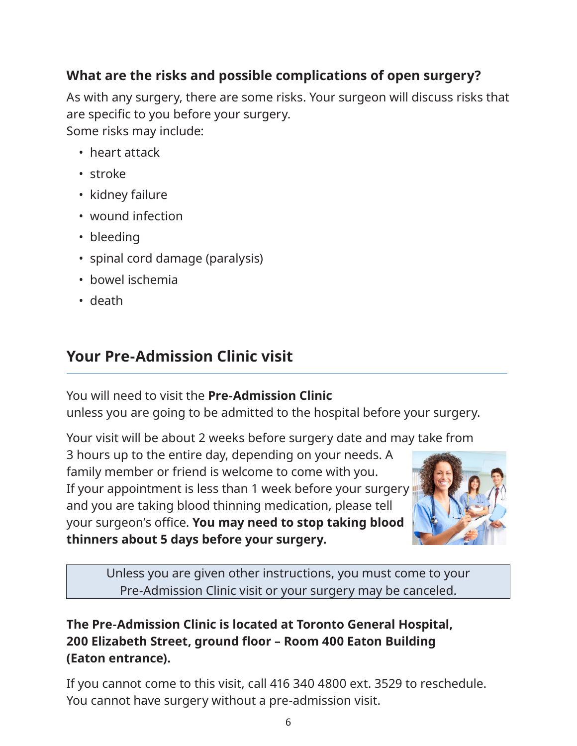### What are the risks and possible complications of open surgery?

As with any surgery, there are some risks. Your surgeon will discuss risks that are specific to you before your surgery.
Some risks may include:

- heart attack
- stroke
- kidney failure
- wound infection
- bleeding
- spinal cord damage (paralysis)
- bowel ischemia
- death

## Your Pre-Admission Clinic visit

You will need to visit the **Pre-Admission Clinic** unless you are going to be admitted to the hospital before your surgery.

Your visit will be about 2 weeks before surgery date and may take from 3 hours up to the entire day, depending on your needs. A family member or friend is welcome to come with you. If your appointment is less than 1 week before your surgery and you are taking blood thinning medication, please tell your surgeon's office. **You may need to stop taking blood thinners about 5 days before your surgery.**

> Unless you are given other instructions, you must come to your Pre-Admission Clinic visit or your surgery may be canceled.

**The Pre-Admission Clinic is located at Toronto General Hospital, 200 Elizabeth Street, ground floor – Room 400 Eaton Building (Eaton entrance).**

If you cannot come to this visit, call 416 340 4800 ext. 3529 to reschedule. You cannot have surgery without a pre-admission visit.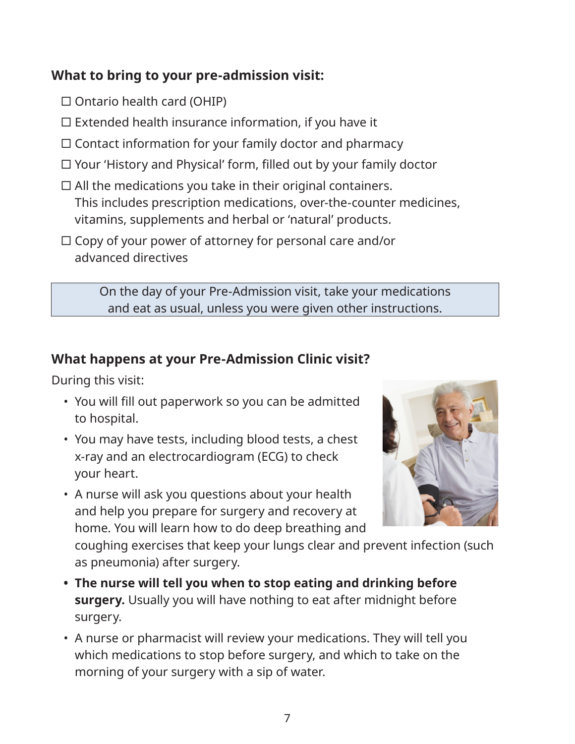### What to bring to your pre-admission visit:

- ☐ Ontario health card (OHIP)
- ☐ Extended health insurance information, if you have it
- ☐ Contact information for your family doctor and pharmacy
- ☐ Your 'History and Physical' form, filled out by your family doctor
- ☐ All the medications you take in their original containers. This includes prescription medications, over-the-counter medicines, vitamins, supplements and herbal or 'natural' products.
- ☐ Copy of your power of attorney for personal care and/or advanced directives

> On the day of your Pre-Admission visit, take your medications and eat as usual, unless you were given other instructions.

### What happens at your Pre-Admission Clinic visit?

During this visit:

- You will fill out paperwork so you can be admitted to hospital.
- You may have tests, including blood tests, a chest x-ray and an electrocardiogram (ECG) to check your heart.
- A nurse will ask you questions about your health and help you prepare for surgery and recovery at home. You will learn how to do deep breathing and coughing exercises that keep your lungs clear and prevent infection (such as pneumonia) after surgery.
- **The nurse will tell you when to stop eating and drinking before surgery.** Usually you will have nothing to eat after midnight before surgery.
- A nurse or pharmacist will review your medications. They will tell you which medications to stop before surgery, and which to take on the morning of your surgery with a sip of water.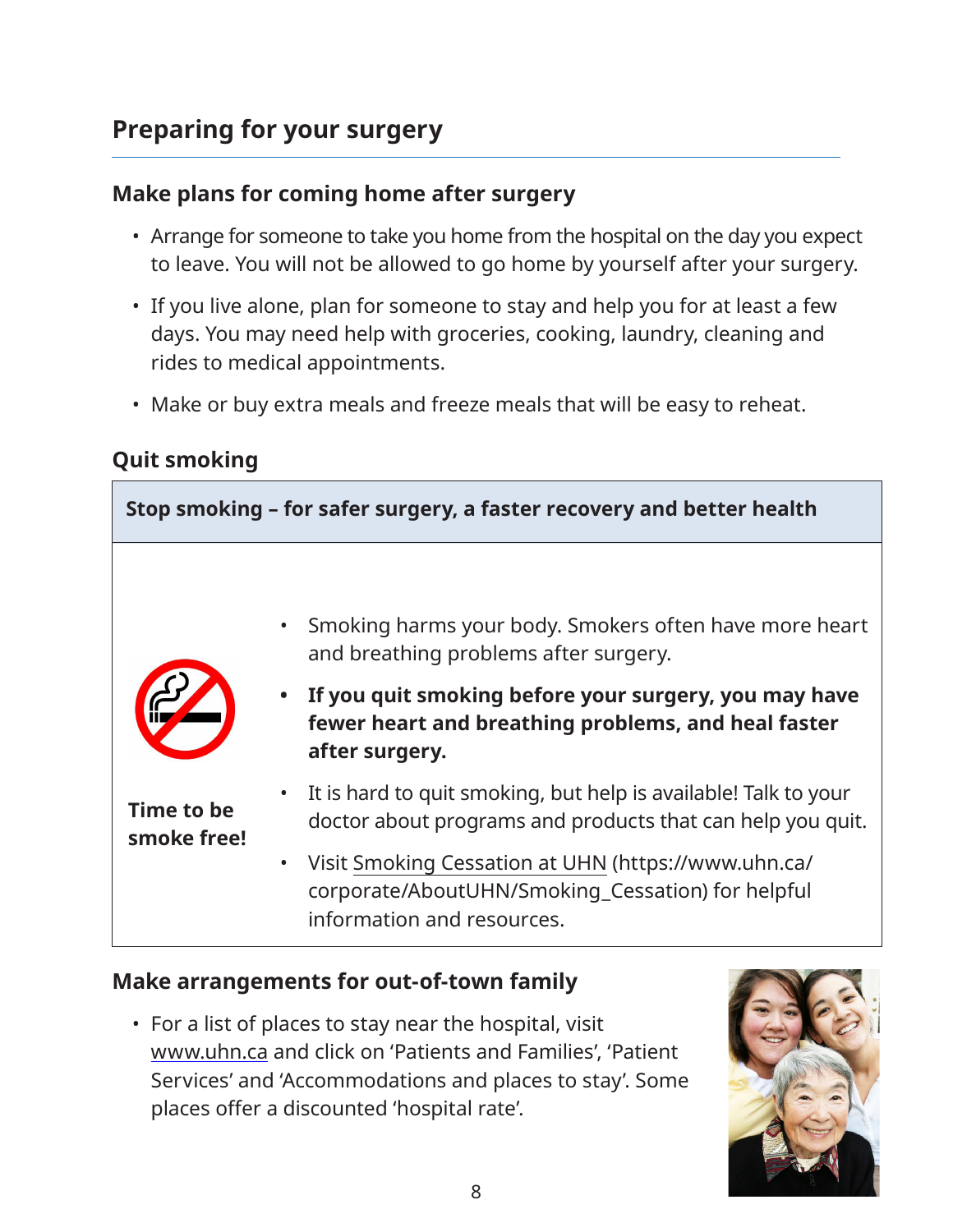## Preparing for your surgery

### Make plans for coming home after surgery

- Arrange for someone to take you home from the hospital on the day you expect to leave. You will not be allowed to go home by yourself after your surgery.
- If you live alone, plan for someone to stay and help you for at least a few days. You may need help with groceries, cooking, laundry, cleaning and rides to medical appointments.
- Make or buy extra meals and freeze meals that will be easy to reheat.

### Quit smoking

**Stop smoking – for safer surgery, a faster recovery and better health**

**Time to be smoke free!**

- Smoking harms your body. Smokers often have more heart and breathing problems after surgery.
- **If you quit smoking before your surgery, you may have fewer heart and breathing problems, and heal faster after surgery.**
- It is hard to quit smoking, but help is available! Talk to your doctor about programs and products that can help you quit.
- Visit Smoking Cessation at UHN (https://www.uhn.ca/corporate/AboutUHN/Smoking_Cessation) for helpful information and resources.

### Make arrangements for out-of-town family

- For a list of places to stay near the hospital, visit www.uhn.ca and click on 'Patients and Families', 'Patient Services' and 'Accommodations and places to stay'. Some places offer a discounted 'hospital rate'.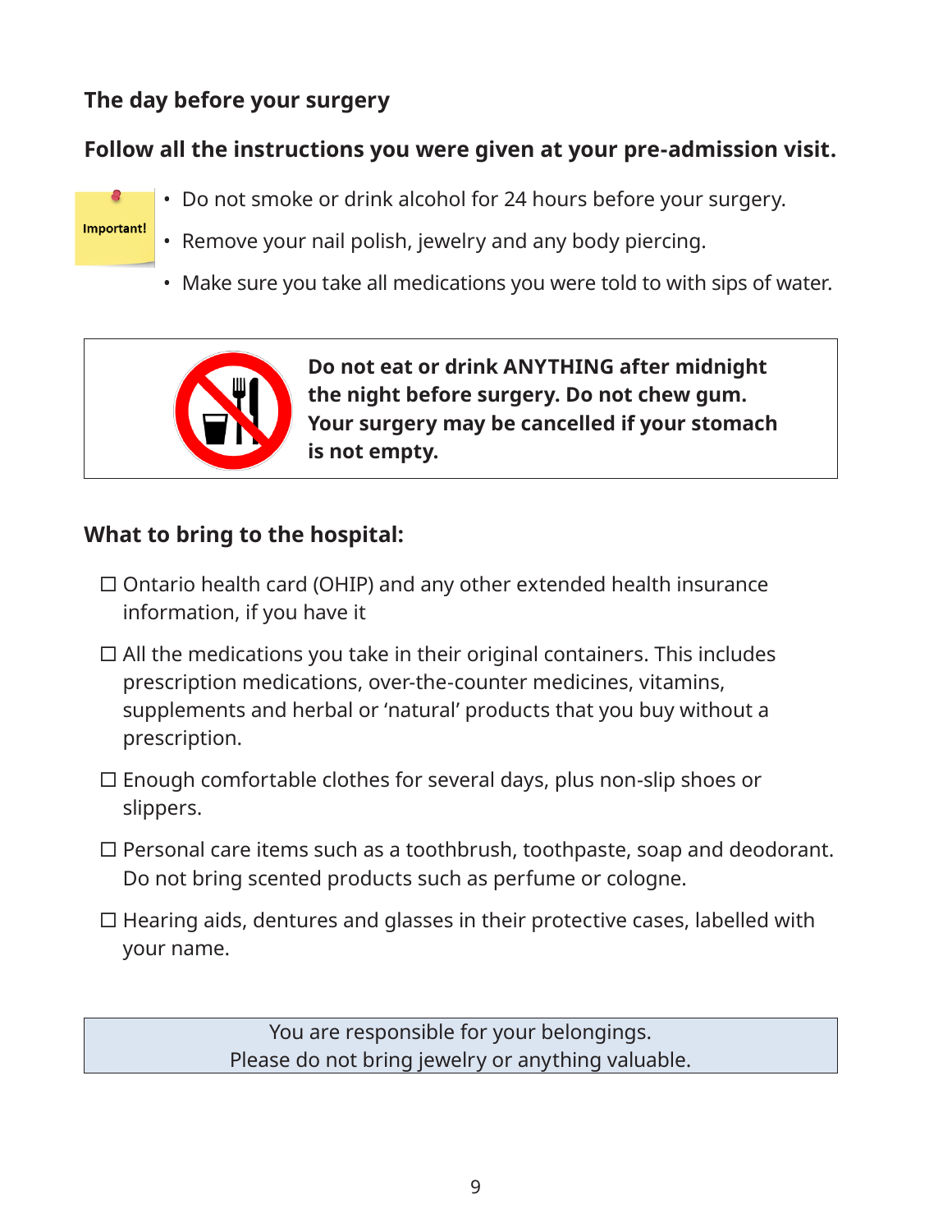## The day before your surgery

**Follow all the instructions you were given at your pre-admission visit.**

Important!

- Do not smoke or drink alcohol for 24 hours before your surgery.
- Remove your nail polish, jewelry and any body piercing.
- Make sure you take all medications you were told to with sips of water.

**Do not eat or drink ANYTHING after midnight the night before surgery. Do not chew gum. Your surgery may be cancelled if your stomach is not empty.**

## What to bring to the hospital:

- ☐ Ontario health card (OHIP) and any other extended health insurance information, if you have it
- ☐ All the medications you take in their original containers. This includes prescription medications, over-the-counter medicines, vitamins, supplements and herbal or 'natural' products that you buy without a prescription.
- ☐ Enough comfortable clothes for several days, plus non-slip shoes or slippers.
- ☐ Personal care items such as a toothbrush, toothpaste, soap and deodorant. Do not bring scented products such as perfume or cologne.
- ☐ Hearing aids, dentures and glasses in their protective cases, labelled with your name.

You are responsible for your belongings.
Please do not bring jewelry or anything valuable.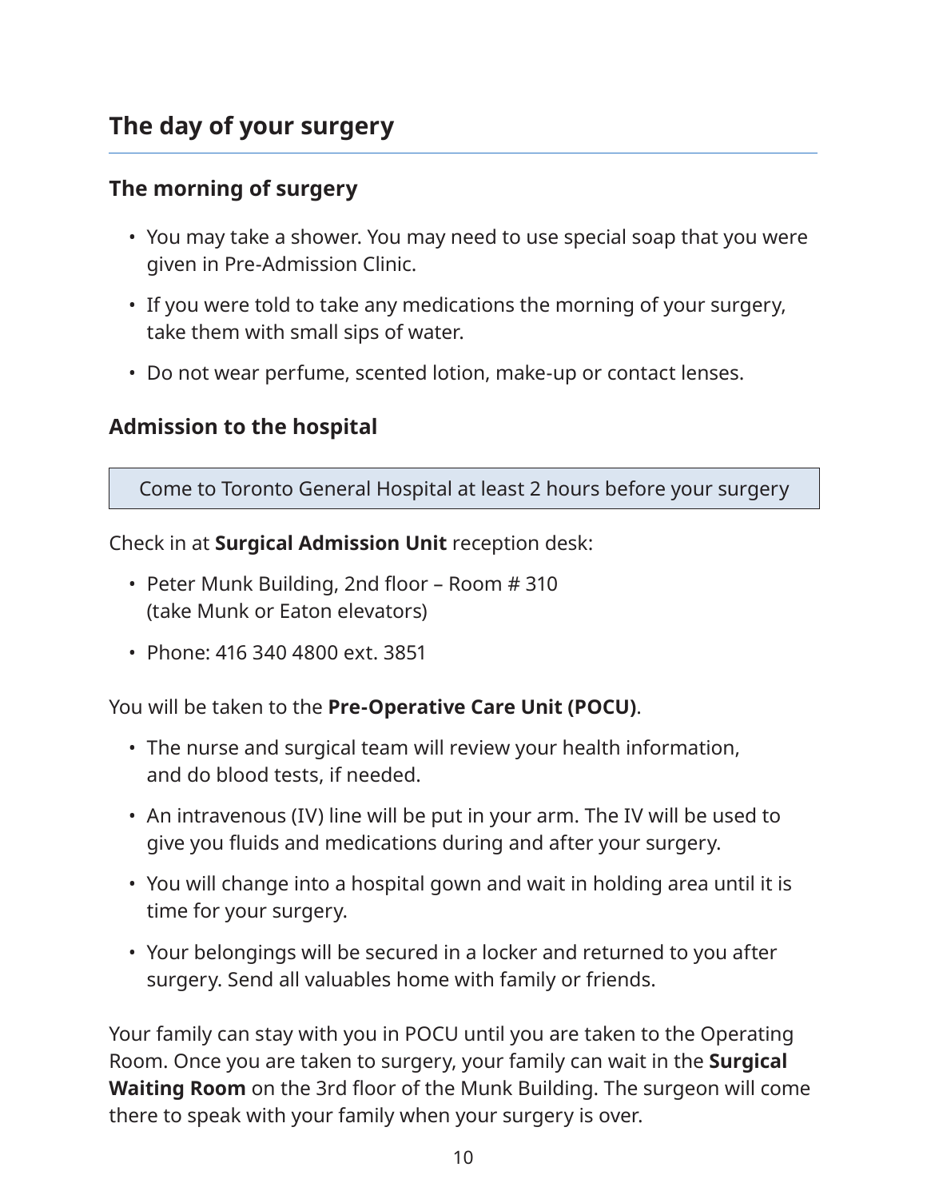## The day of your surgery

### The morning of surgery

- You may take a shower. You may need to use special soap that you were given in Pre-Admission Clinic.
- If you were told to take any medications the morning of your surgery, take them with small sips of water.
- Do not wear perfume, scented lotion, make-up or contact lenses.

### Admission to the hospital

| Come to Toronto General Hospital at least 2 hours before your surgery |
| --- |

Check in at **Surgical Admission Unit** reception desk:

- Peter Munk Building, 2nd floor – Room # 310
  (take Munk or Eaton elevators)
- Phone: 416 340 4800 ext. 3851

You will be taken to the **Pre-Operative Care Unit (POCU)**.

- The nurse and surgical team will review your health information, and do blood tests, if needed.
- An intravenous (IV) line will be put in your arm. The IV will be used to give you fluids and medications during and after your surgery.
- You will change into a hospital gown and wait in holding area until it is time for your surgery.
- Your belongings will be secured in a locker and returned to you after surgery. Send all valuables home with family or friends.

Your family can stay with you in POCU until you are taken to the Operating Room. Once you are taken to surgery, your family can wait in the **Surgical Waiting Room** on the 3rd floor of the Munk Building. The surgeon will come there to speak with your family when your surgery is over.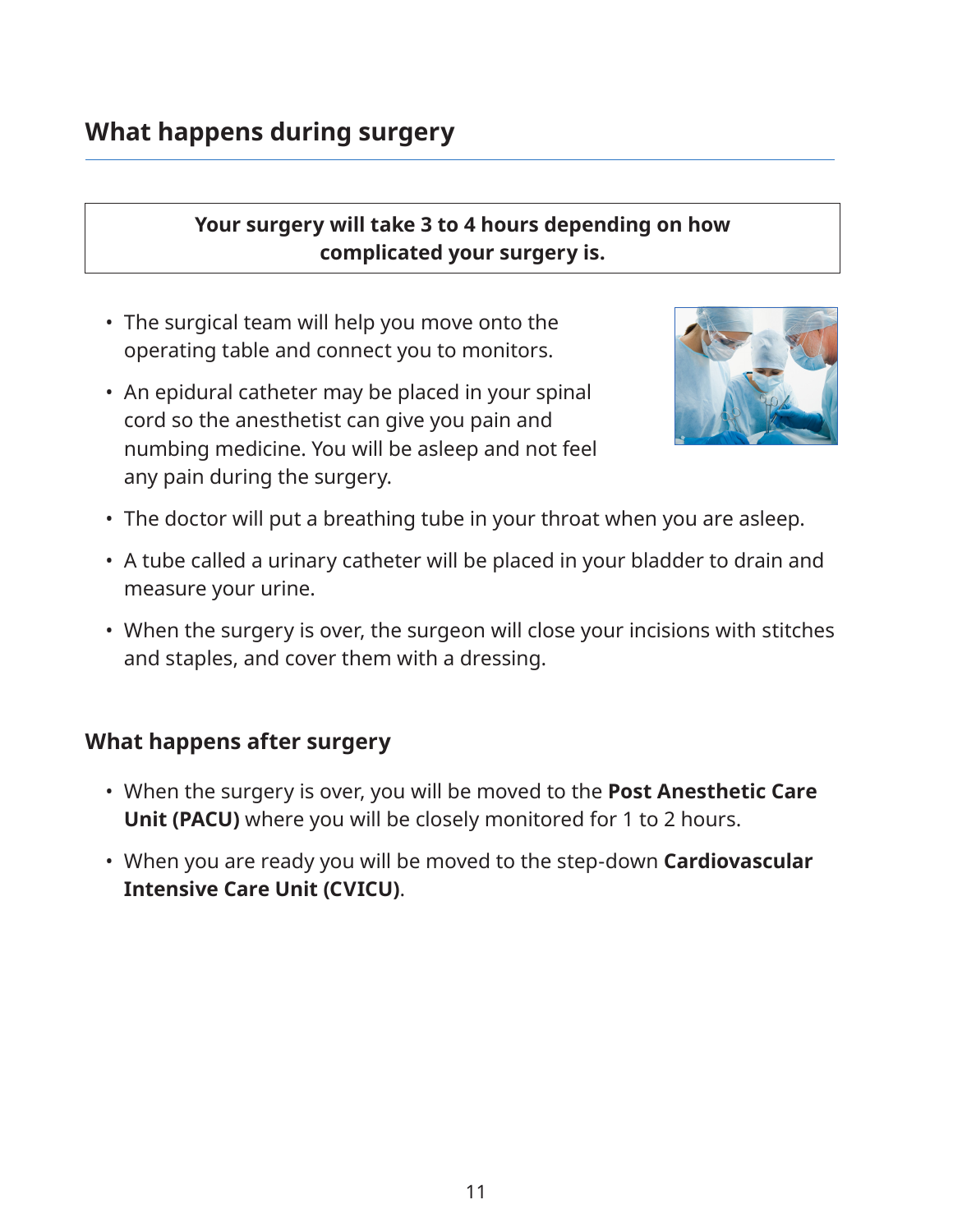## What happens during surgery

**Your surgery will take 3 to 4 hours depending on how complicated your surgery is.**

- The surgical team will help you move onto the operating table and connect you to monitors.
- An epidural catheter may be placed in your spinal cord so the anesthetist can give you pain and numbing medicine. You will be asleep and not feel any pain during the surgery.
- The doctor will put a breathing tube in your throat when you are asleep.
- A tube called a urinary catheter will be placed in your bladder to drain and measure your urine.
- When the surgery is over, the surgeon will close your incisions with stitches and staples, and cover them with a dressing.

### What happens after surgery

- When the surgery is over, you will be moved to the **Post Anesthetic Care Unit (PACU)** where you will be closely monitored for 1 to 2 hours.
- When you are ready you will be moved to the step-down **Cardiovascular Intensive Care Unit (CVICU)**.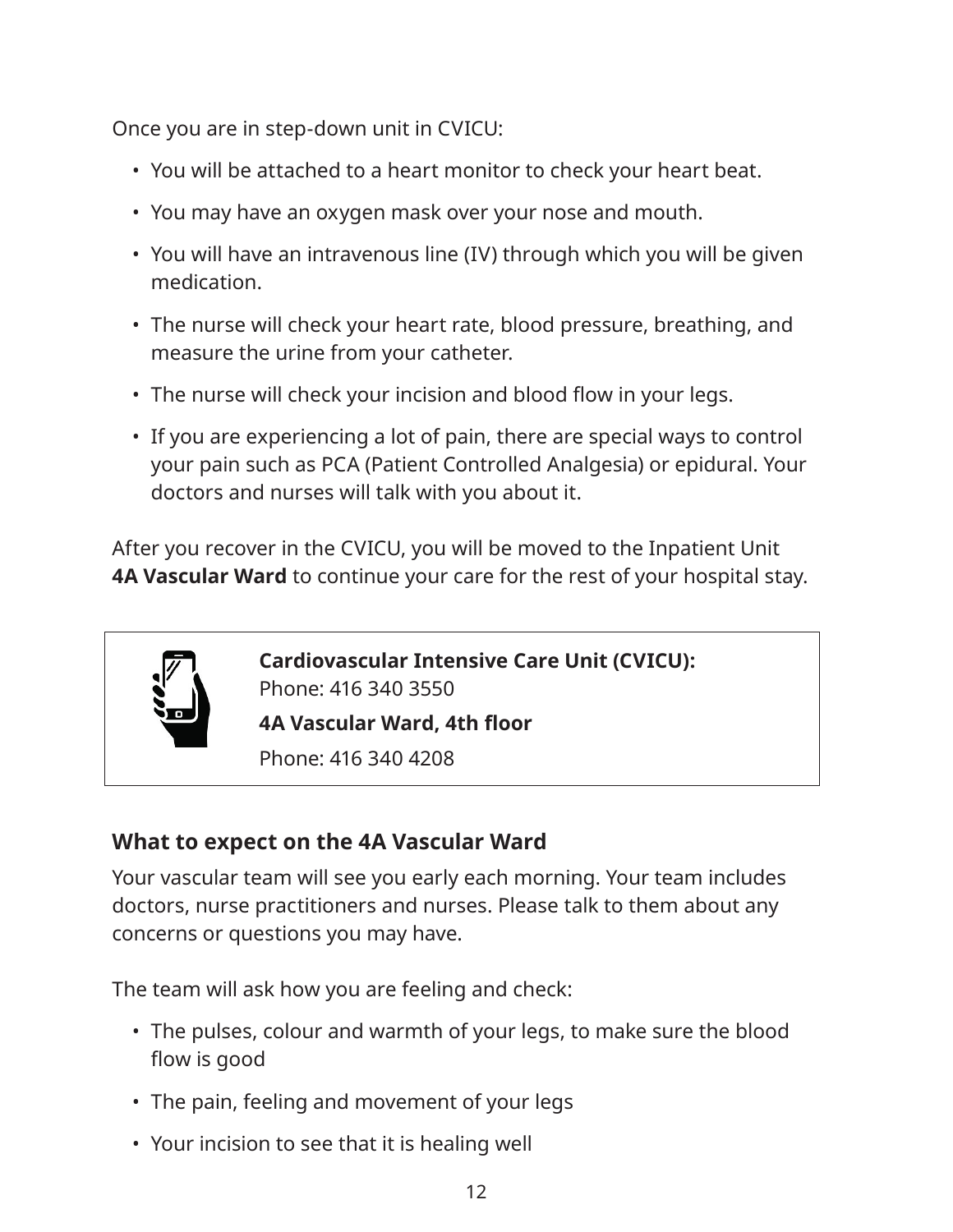Once you are in step-down unit in CVICU:

- You will be attached to a heart monitor to check your heart beat.
- You may have an oxygen mask over your nose and mouth.
- You will have an intravenous line (IV) through which you will be given medication.
- The nurse will check your heart rate, blood pressure, breathing, and measure the urine from your catheter.
- The nurse will check your incision and blood flow in your legs.
- If you are experiencing a lot of pain, there are special ways to control your pain such as PCA (Patient Controlled Analgesia) or epidural. Your doctors and nurses will talk with you about it.

After you recover in the CVICU, you will be moved to the Inpatient Unit **4A Vascular Ward** to continue your care for the rest of your hospital stay.

**Cardiovascular Intensive Care Unit (CVICU):**
Phone: 416 340 3550

**4A Vascular Ward, 4th floor**

Phone: 416 340 4208

## What to expect on the 4A Vascular Ward

Your vascular team will see you early each morning. Your team includes doctors, nurse practitioners and nurses. Please talk to them about any concerns or questions you may have.

The team will ask how you are feeling and check:

- The pulses, colour and warmth of your legs, to make sure the blood flow is good
- The pain, feeling and movement of your legs
- Your incision to see that it is healing well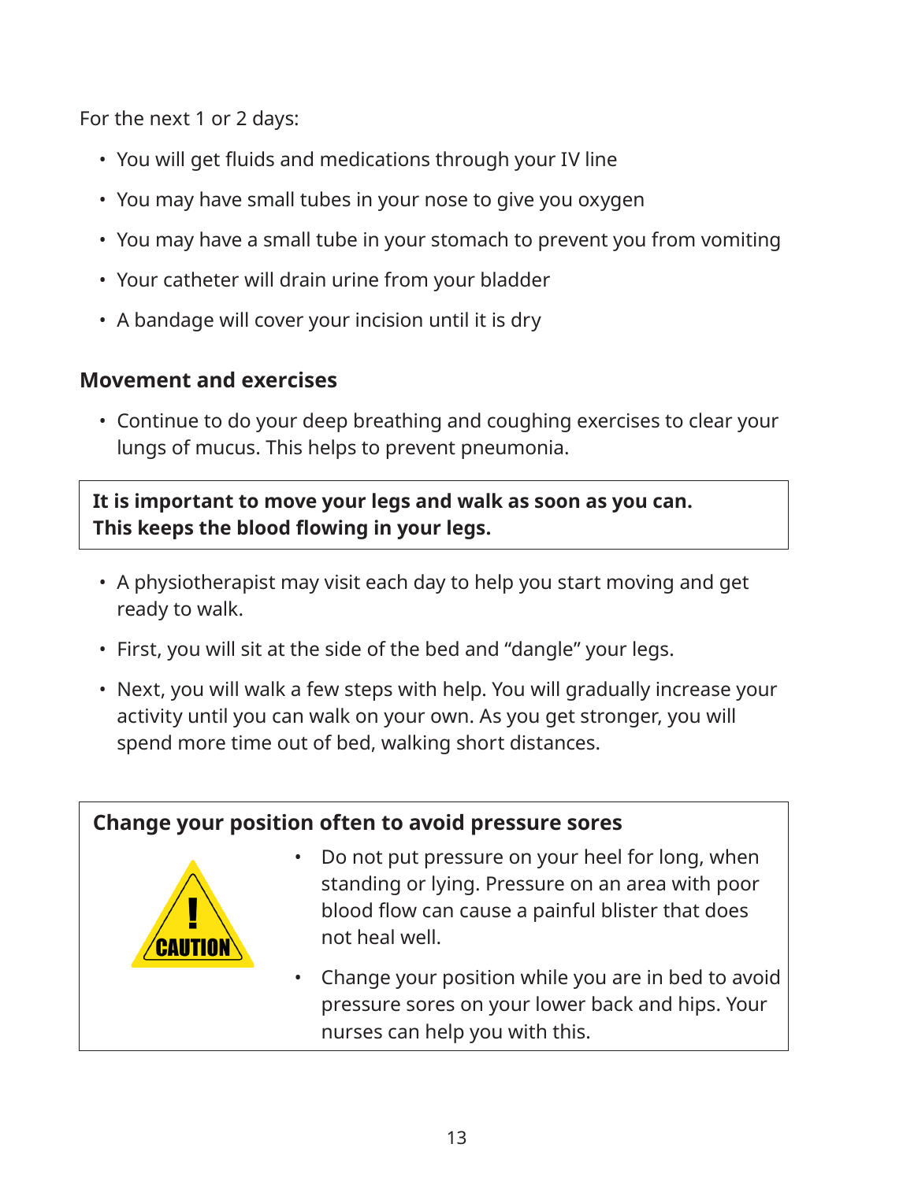For the next 1 or 2 days:

- You will get fluids and medications through your IV line
- You may have small tubes in your nose to give you oxygen
- You may have a small tube in your stomach to prevent you from vomiting
- Your catheter will drain urine from your bladder
- A bandage will cover your incision until it is dry

## Movement and exercises

- Continue to do your deep breathing and coughing exercises to clear your lungs of mucus. This helps to prevent pneumonia.

**It is important to move your legs and walk as soon as you can. This keeps the blood flowing in your legs.**

- A physiotherapist may visit each day to help you start moving and get ready to walk.
- First, you will sit at the side of the bed and "dangle" your legs.
- Next, you will walk a few steps with help. You will gradually increase your activity until you can walk on your own. As you get stronger, you will spend more time out of bed, walking short distances.

**Change your position often to avoid pressure sores**

CAUTION

- Do not put pressure on your heel for long, when standing or lying. Pressure on an area with poor blood flow can cause a painful blister that does not heal well.
- Change your position while you are in bed to avoid pressure sores on your lower back and hips. Your nurses can help you with this.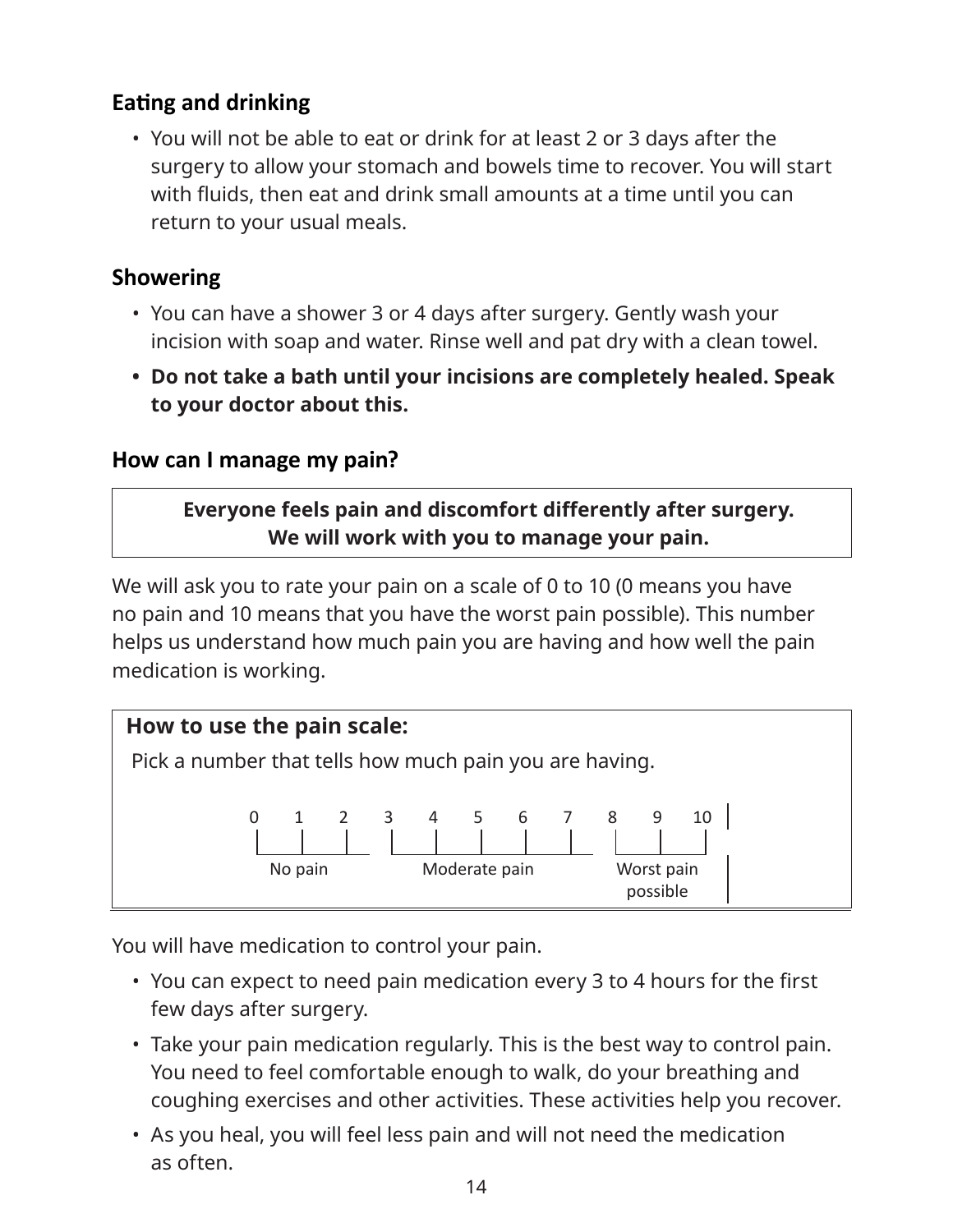## Eating and drinking

- You will not be able to eat or drink for at least 2 or 3 days after the surgery to allow your stomach and bowels time to recover. You will start with fluids, then eat and drink small amounts at a time until you can return to your usual meals.

## Showering

- You can have a shower 3 or 4 days after surgery. Gently wash your incision with soap and water. Rinse well and pat dry with a clean towel.
- **Do not take a bath until your incisions are completely healed. Speak to your doctor about this.**

## How can I manage my pain?

**Everyone feels pain and discomfort differently after surgery. We will work with you to manage your pain.**

We will ask you to rate your pain on a scale of 0 to 10 (0 means you have no pain and 10 means that you have the worst pain possible). This number helps us understand how much pain you are having and how well the pain medication is working.

**How to use the pain scale:**

Pick a number that tells how much pain you are having.

| 0 | 1 | 2 | 3 | 4 | 5 | 6 | 7 | 8 | 9 | 10 |
|---|---|---|---|---|---|---|---|---|---|---|
| No pain | | | Moderate pain | | | | | Worst pain possible | | |

You will have medication to control your pain.

- You can expect to need pain medication every 3 to 4 hours for the first few days after surgery.
- Take your pain medication regularly. This is the best way to control pain. You need to feel comfortable enough to walk, do your breathing and coughing exercises and other activities. These activities help you recover.
- As you heal, you will feel less pain and will not need the medication as often.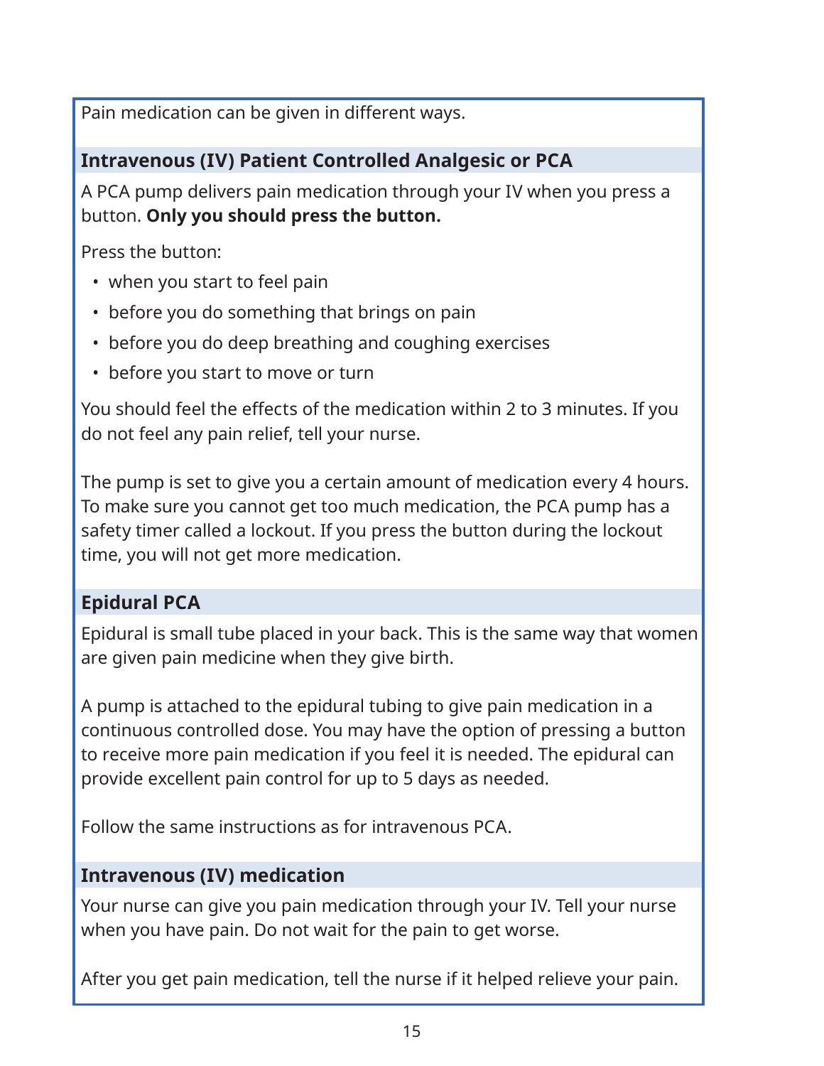Pain medication can be given in different ways.

## Intravenous (IV) Patient Controlled Analgesic or PCA

A PCA pump delivers pain medication through your IV when you press a button. **Only you should press the button.**

Press the button:

- when you start to feel pain
- before you do something that brings on pain
- before you do deep breathing and coughing exercises
- before you start to move or turn

You should feel the effects of the medication within 2 to 3 minutes. If you do not feel any pain relief, tell your nurse.

The pump is set to give you a certain amount of medication every 4 hours. To make sure you cannot get too much medication, the PCA pump has a safety timer called a lockout. If you press the button during the lockout time, you will not get more medication.

## Epidural PCA

Epidural is small tube placed in your back. This is the same way that women are given pain medicine when they give birth.

A pump is attached to the epidural tubing to give pain medication in a continuous controlled dose. You may have the option of pressing a button to receive more pain medication if you feel it is needed. The epidural can provide excellent pain control for up to 5 days as needed.

Follow the same instructions as for intravenous PCA.

## Intravenous (IV) medication

Your nurse can give you pain medication through your IV. Tell your nurse when you have pain. Do not wait for the pain to get worse.

After you get pain medication, tell the nurse if it helped relieve your pain.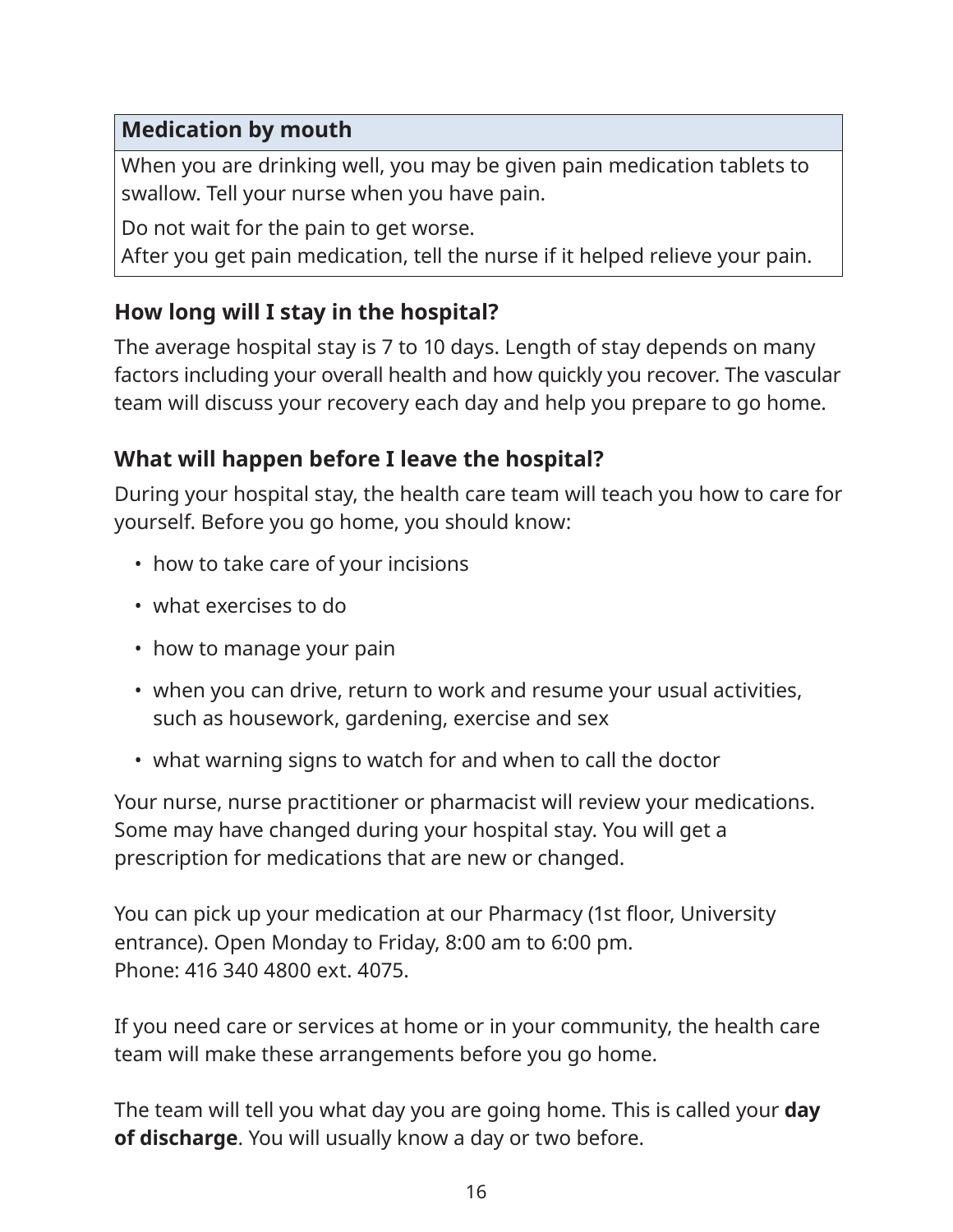| Medication by mouth |
| --- |
| When you are drinking well, you may be given pain medication tablets to swallow. Tell your nurse when you have pain.<br><br>Do not wait for the pain to get worse.<br>After you get pain medication, tell the nurse if it helped relieve your pain. |

### How long will I stay in the hospital?

The average hospital stay is 7 to 10 days. Length of stay depends on many factors including your overall health and how quickly you recover. The vascular team will discuss your recovery each day and help you prepare to go home.

### What will happen before I leave the hospital?

During your hospital stay, the health care team will teach you how to care for yourself. Before you go home, you should know:

- how to take care of your incisions
- what exercises to do
- how to manage your pain
- when you can drive, return to work and resume your usual activities, such as housework, gardening, exercise and sex
- what warning signs to watch for and when to call the doctor

Your nurse, nurse practitioner or pharmacist will review your medications. Some may have changed during your hospital stay. You will get a prescription for medications that are new or changed.

You can pick up your medication at our Pharmacy (1st floor, University entrance). Open Monday to Friday, 8:00 am to 6:00 pm.
Phone: 416 340 4800 ext. 4075.

If you need care or services at home or in your community, the health care team will make these arrangements before you go home.

The team will tell you what day you are going home. This is called your **day of discharge**. You will usually know a day or two before.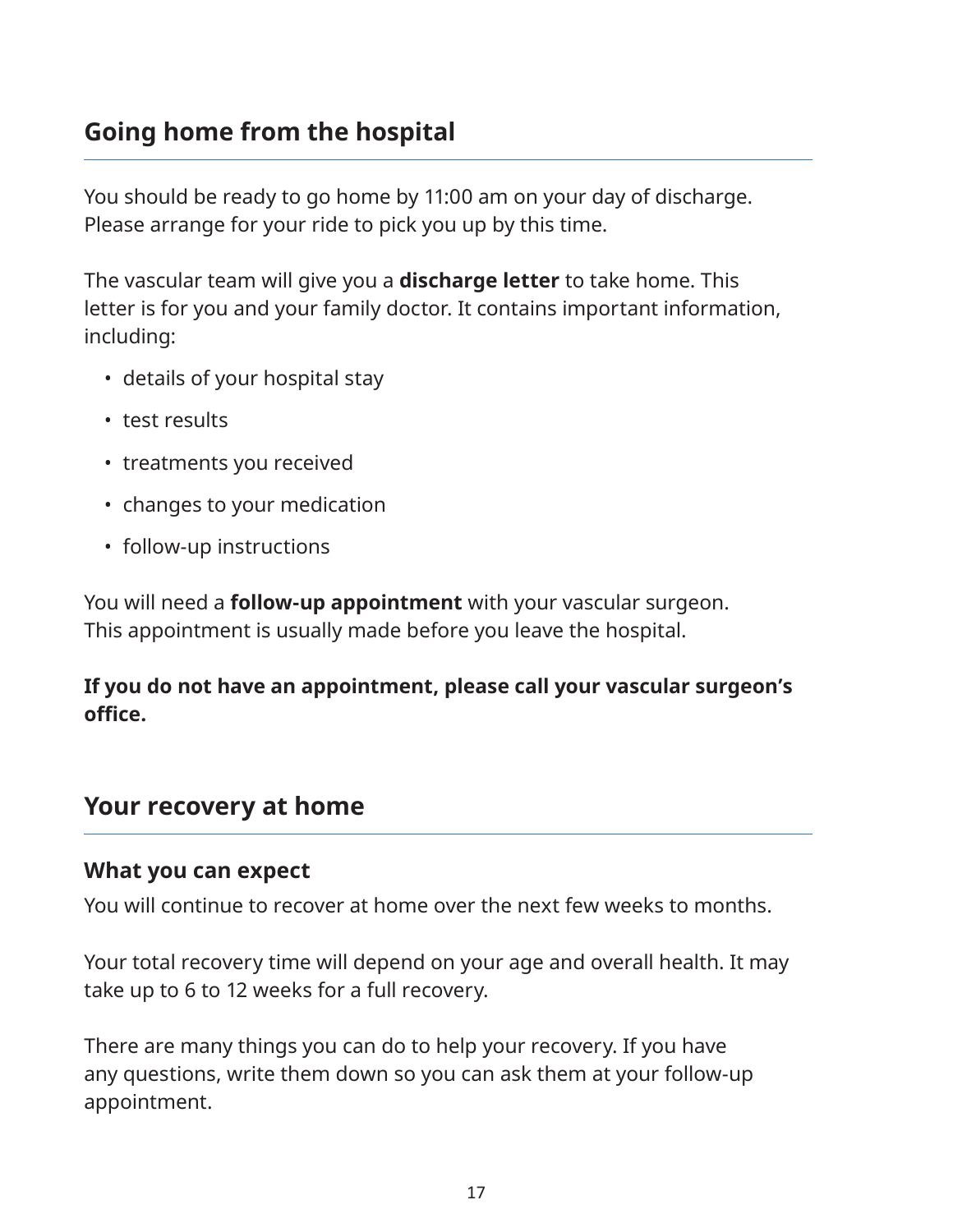## Going home from the hospital

You should be ready to go home by 11:00 am on your day of discharge. Please arrange for your ride to pick you up by this time.

The vascular team will give you a **discharge letter** to take home. This letter is for you and your family doctor. It contains important information, including:

- details of your hospital stay
- test results
- treatments you received
- changes to your medication
- follow-up instructions

You will need a **follow-up appointment** with your vascular surgeon. This appointment is usually made before you leave the hospital.

**If you do not have an appointment, please call your vascular surgeon's office.**

## Your recovery at home

### What you can expect

You will continue to recover at home over the next few weeks to months.

Your total recovery time will depend on your age and overall health. It may take up to 6 to 12 weeks for a full recovery.

There are many things you can do to help your recovery. If you have any questions, write them down so you can ask them at your follow-up appointment.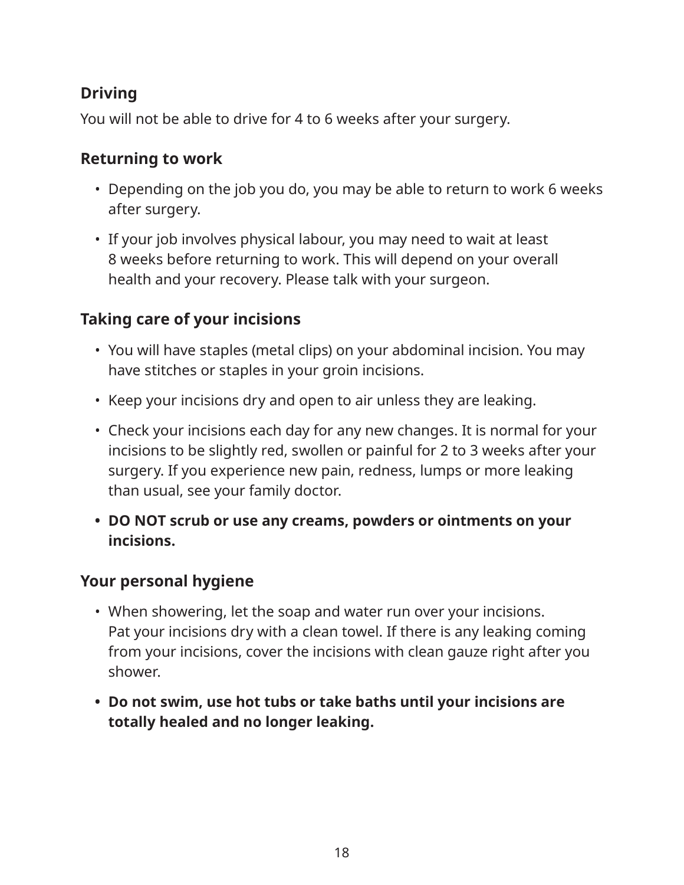## Driving

You will not be able to drive for 4 to 6 weeks after your surgery.

## Returning to work

- Depending on the job you do, you may be able to return to work 6 weeks after surgery.
- If your job involves physical labour, you may need to wait at least 8 weeks before returning to work. This will depend on your overall health and your recovery. Please talk with your surgeon.

## Taking care of your incisions

- You will have staples (metal clips) on your abdominal incision. You may have stitches or staples in your groin incisions.
- Keep your incisions dry and open to air unless they are leaking.
- Check your incisions each day for any new changes. It is normal for your incisions to be slightly red, swollen or painful for 2 to 3 weeks after your surgery. If you experience new pain, redness, lumps or more leaking than usual, see your family doctor.
- **DO NOT scrub or use any creams, powders or ointments on your incisions.**

## Your personal hygiene

- When showering, let the soap and water run over your incisions. Pat your incisions dry with a clean towel. If there is any leaking coming from your incisions, cover the incisions with clean gauze right after you shower.
- **Do not swim, use hot tubs or take baths until your incisions are totally healed and no longer leaking.**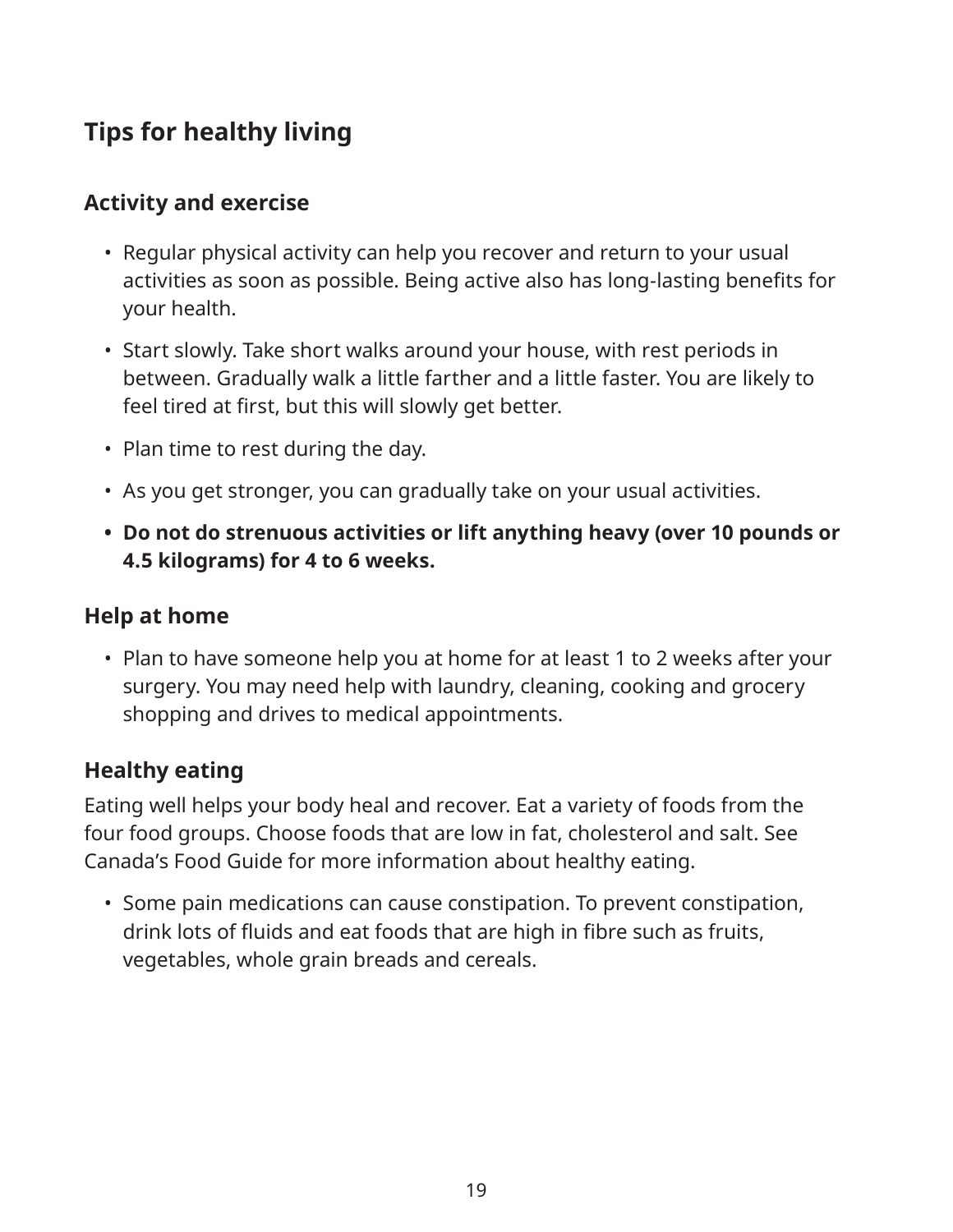## Tips for healthy living

### Activity and exercise

- Regular physical activity can help you recover and return to your usual activities as soon as possible. Being active also has long-lasting benefits for your health.
- Start slowly. Take short walks around your house, with rest periods in between. Gradually walk a little farther and a little faster. You are likely to feel tired at first, but this will slowly get better.
- Plan time to rest during the day.
- As you get stronger, you can gradually take on your usual activities.
- **Do not do strenuous activities or lift anything heavy (over 10 pounds or 4.5 kilograms) for 4 to 6 weeks.**

### Help at home

- Plan to have someone help you at home for at least 1 to 2 weeks after your surgery. You may need help with laundry, cleaning, cooking and grocery shopping and drives to medical appointments.

### Healthy eating

Eating well helps your body heal and recover. Eat a variety of foods from the four food groups. Choose foods that are low in fat, cholesterol and salt. See Canada's Food Guide for more information about healthy eating.

- Some pain medications can cause constipation. To prevent constipation, drink lots of fluids and eat foods that are high in fibre such as fruits, vegetables, whole grain breads and cereals.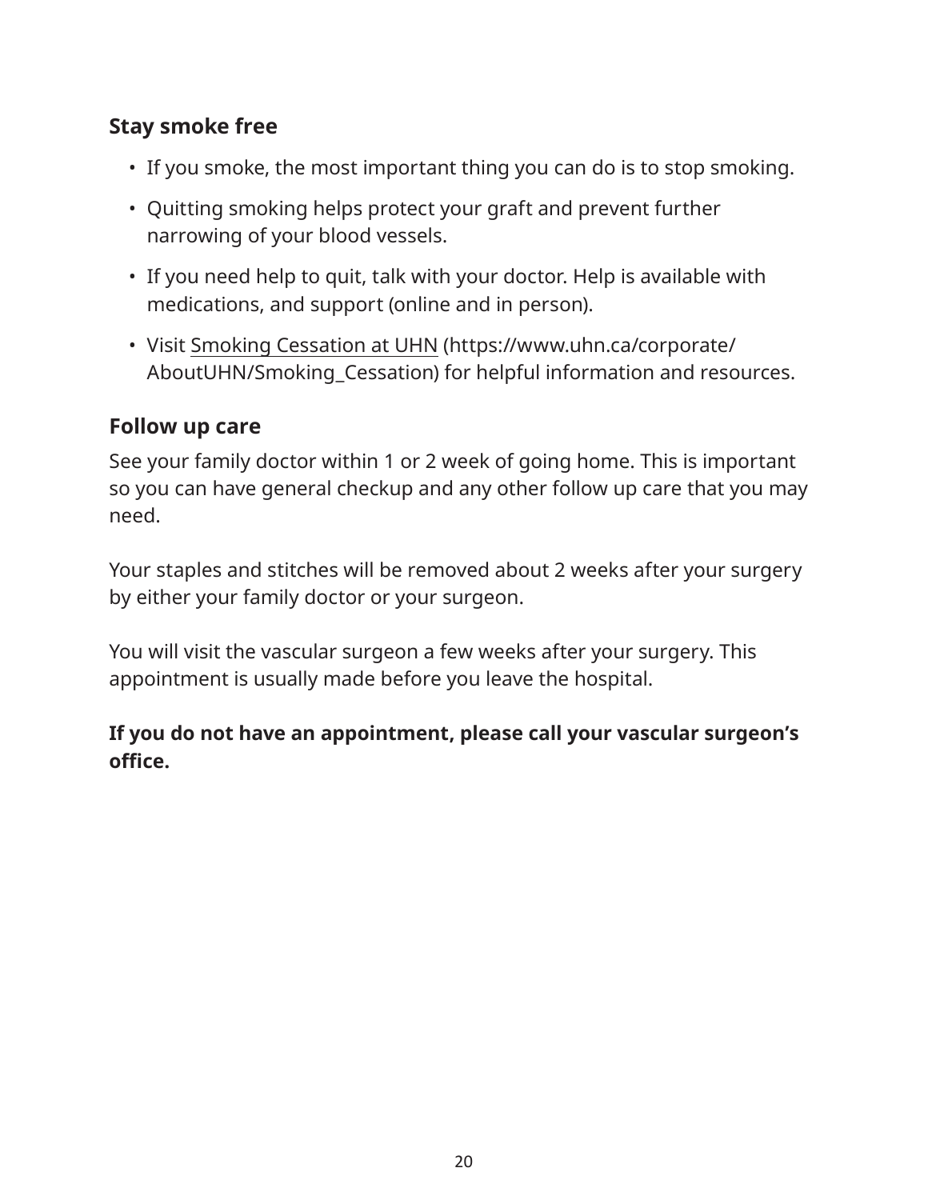### Stay smoke free

- If you smoke, the most important thing you can do is to stop smoking.
- Quitting smoking helps protect your graft and prevent further narrowing of your blood vessels.
- If you need help to quit, talk with your doctor. Help is available with medications, and support (online and in person).
- Visit Smoking Cessation at UHN (https://www.uhn.ca/corporate/AboutUHN/Smoking_Cessation) for helpful information and resources.

### Follow up care

See your family doctor within 1 or 2 week of going home. This is important so you can have general checkup and any other follow up care that you may need.

Your staples and stitches will be removed about 2 weeks after your surgery by either your family doctor or your surgeon.

You will visit the vascular surgeon a few weeks after your surgery. This appointment is usually made before you leave the hospital.

**If you do not have an appointment, please call your vascular surgeon's office.**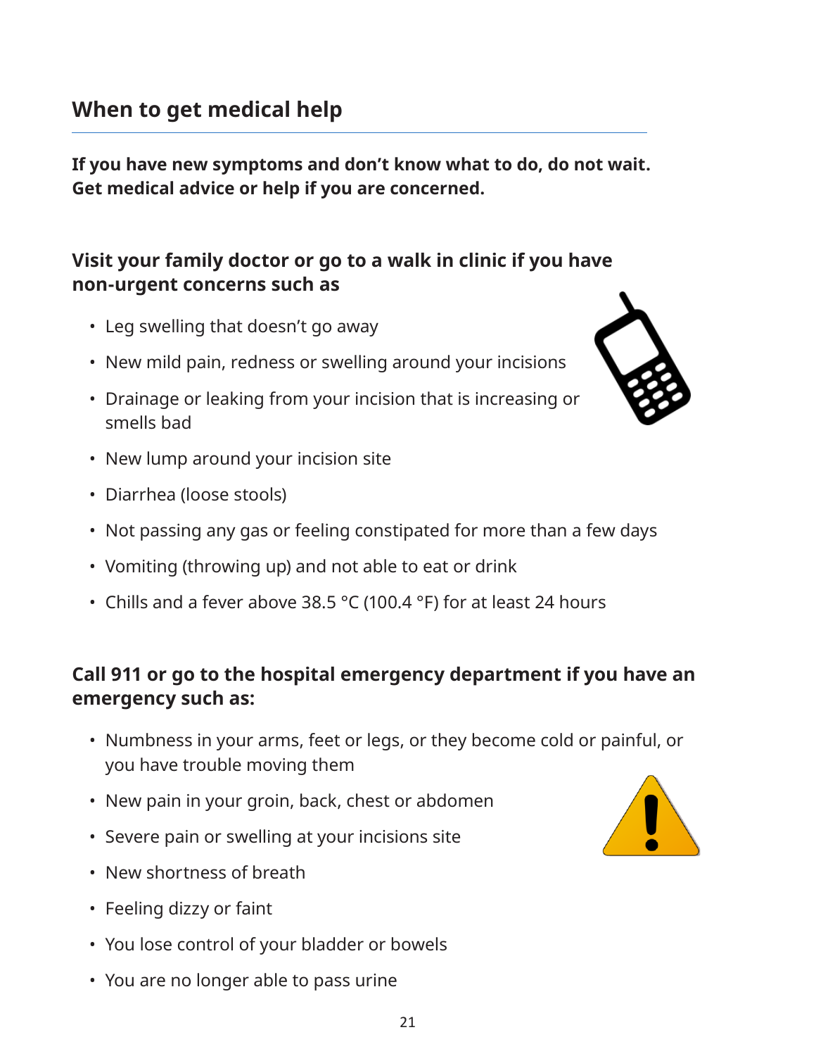## When to get medical help

**If you have new symptoms and don't know what to do, do not wait. Get medical advice or help if you are concerned.**

### Visit your family doctor or go to a walk in clinic if you have non-urgent concerns such as

- Leg swelling that doesn't go away
- New mild pain, redness or swelling around your incisions
- Drainage or leaking from your incision that is increasing or smells bad
- New lump around your incision site
- Diarrhea (loose stools)
- Not passing any gas or feeling constipated for more than a few days
- Vomiting (throwing up) and not able to eat or drink
- Chills and a fever above 38.5 °C (100.4 °F) for at least 24 hours

### Call 911 or go to the hospital emergency department if you have an emergency such as:

- Numbness in your arms, feet or legs, or they become cold or painful, or you have trouble moving them
- New pain in your groin, back, chest or abdomen
- Severe pain or swelling at your incisions site
- New shortness of breath
- Feeling dizzy or faint
- You lose control of your bladder or bowels
- You are no longer able to pass urine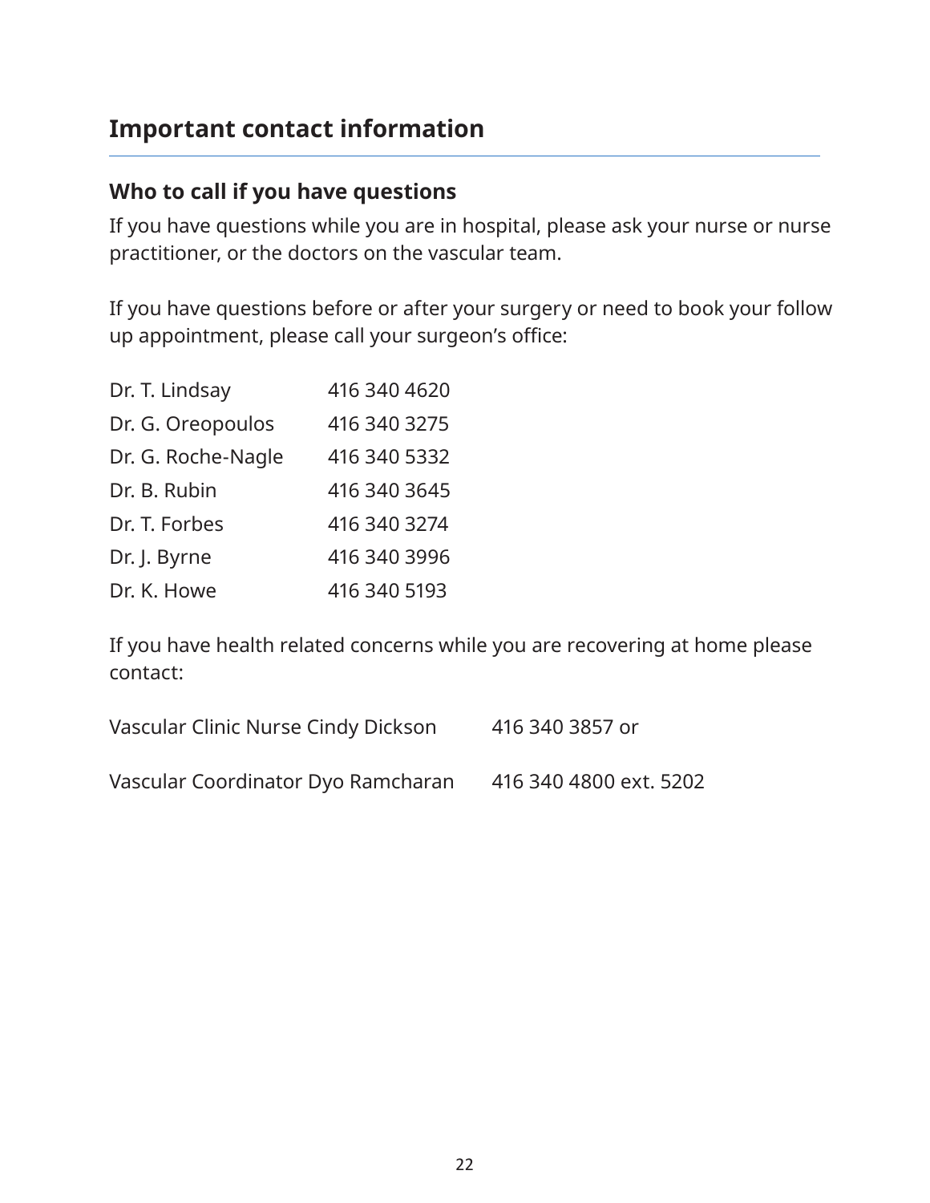## Important contact information

### Who to call if you have questions

If you have questions while you are in hospital, please ask your nurse or nurse practitioner, or the doctors on the vascular team.

If you have questions before or after your surgery or need to book your follow up appointment, please call your surgeon's office:

| | |
|---|---|
| Dr. T. Lindsay | 416 340 4620 |
| Dr. G. Oreopoulos | 416 340 3275 |
| Dr. G. Roche-Nagle | 416 340 5332 |
| Dr. B. Rubin | 416 340 3645 |
| Dr. T. Forbes | 416 340 3274 |
| Dr. J. Byrne | 416 340 3996 |
| Dr. K. Howe | 416 340 5193 |

If you have health related concerns while you are recovering at home please contact:

| | |
|---|---|
| Vascular Clinic Nurse Cindy Dickson | 416 340 3857 or |
| Vascular Coordinator Dyo Ramcharan | 416 340 4800 ext. 5202 |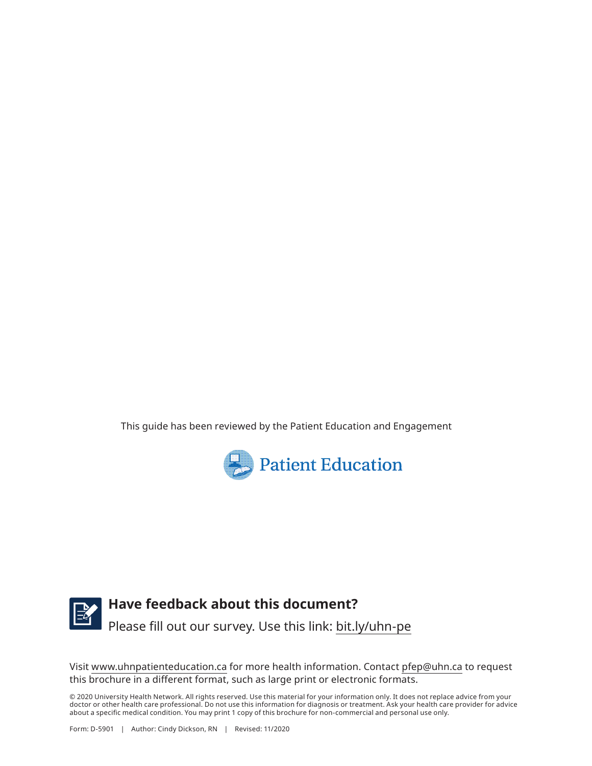This guide has been reviewed by the Patient Education and Engagement

Patient Education

**Have feedback about this document?**

Please fill out our survey. Use this link: bit.ly/uhn-pe

Visit www.uhnpatienteducation.ca for more health information. Contact pfep@uhn.ca to request this brochure in a different format, such as large print or electronic formats.

© 2020 University Health Network. All rights reserved. Use this material for your information only. It does not replace advice from your doctor or other health care professional. Do not use this information for diagnosis or treatment. Ask your health care provider for advice about a specific medical condition. You may print 1 copy of this brochure for non-commercial and personal use only.

Form: D-5901 | Author: Cindy Dickson, RN | Revised: 11/2020